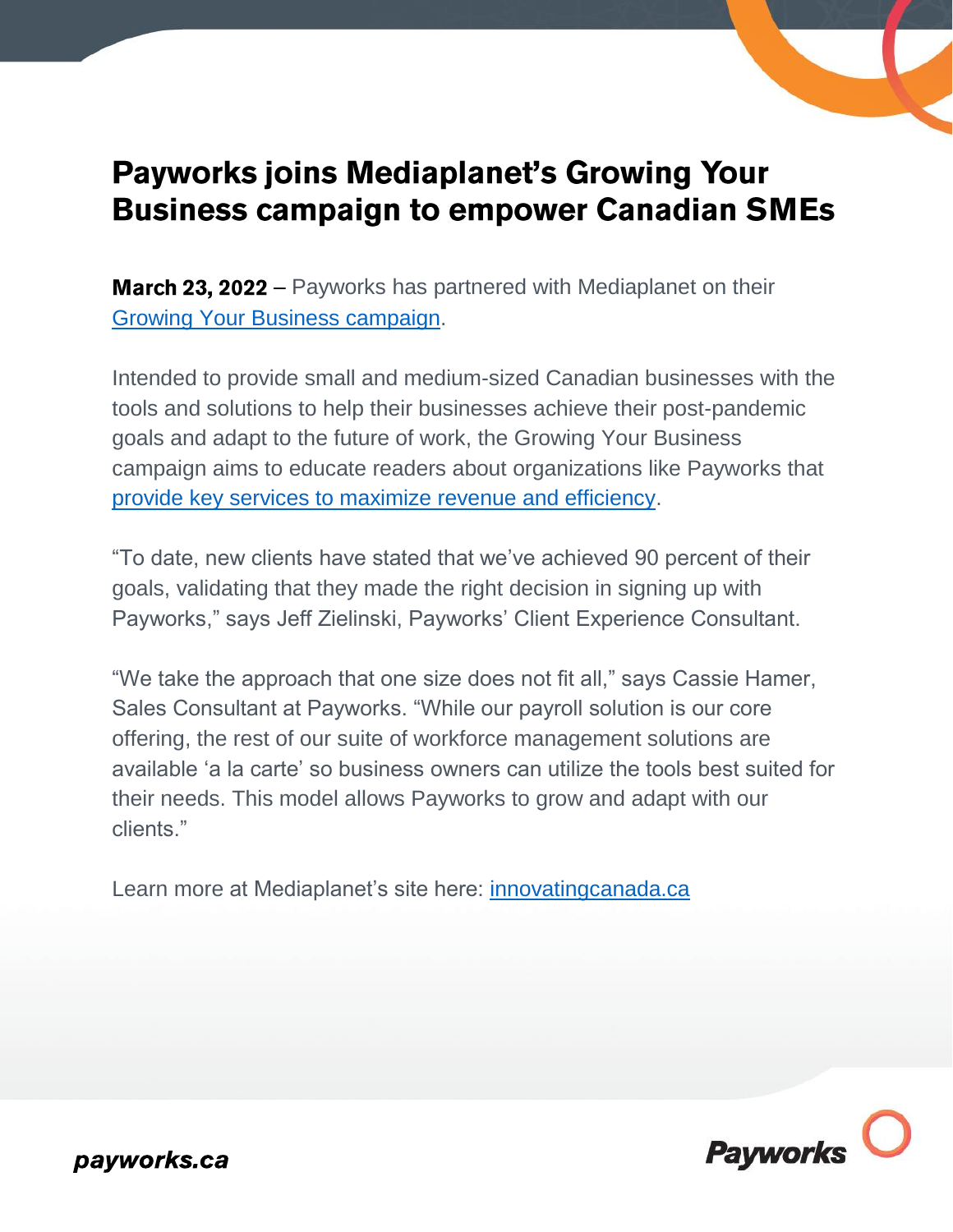# Payworks joins Mediaplanet's Growing Your Business campaign to empower Canadian SMEs

**March 23, 2022** – Payworks has partnered with Mediaplanet on their Growing Your Business campaign.

Intended to provide small and medium-sized Canadian businesses with the tools and solutions to help their businesses achieve their post-pandemic goals and adapt to the future of work, the Growing Your Business campaign aims to educate readers about organizations like Payworks that provide key services to maximize revenue and efficiency.

"To date, new clients have stated that we've achieved 90 percent of their goals, validating that they made the right decision in signing up with Payworks," says Jeff Zielinski, Payworks' Client Experience Consultant.

"We take the approach that one size does not fit all," says Cassie Hamer, Sales Consultant at Payworks. "While our payroll solution is our core offering, the rest of our suite of workforce management solutions are available 'a la carte' so business owners can utilize the tools best suited for their needs. This model allows Payworks to grow and adapt with our clients."

Learn more at Mediaplanet's site here: innovatingcanada.ca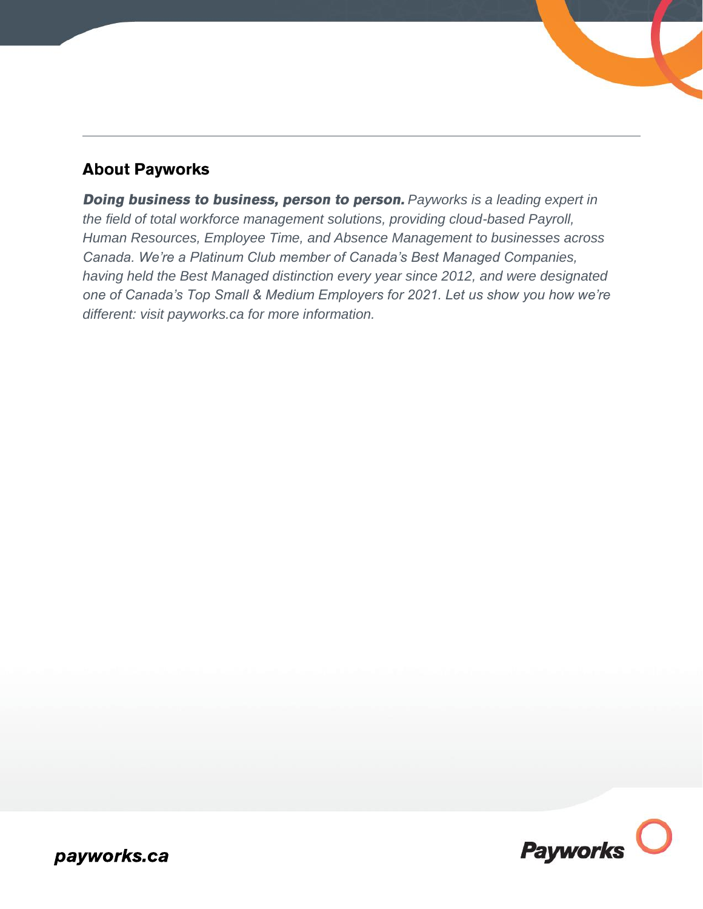## About Payworks

***Doing business to business, person to person.*** *Payworks is a leading expert in the field of total workforce management solutions, providing cloud-based Payroll, Human Resources, Employee Time, and Absence Management to businesses across Canada. We're a Platinum Club member of Canada's Best Managed Companies, having held the Best Managed distinction every year since 2012, and were designated one of Canada's Top Small & Medium Employers for 2021. Let us show you how we're different: visit payworks.ca for more information.*